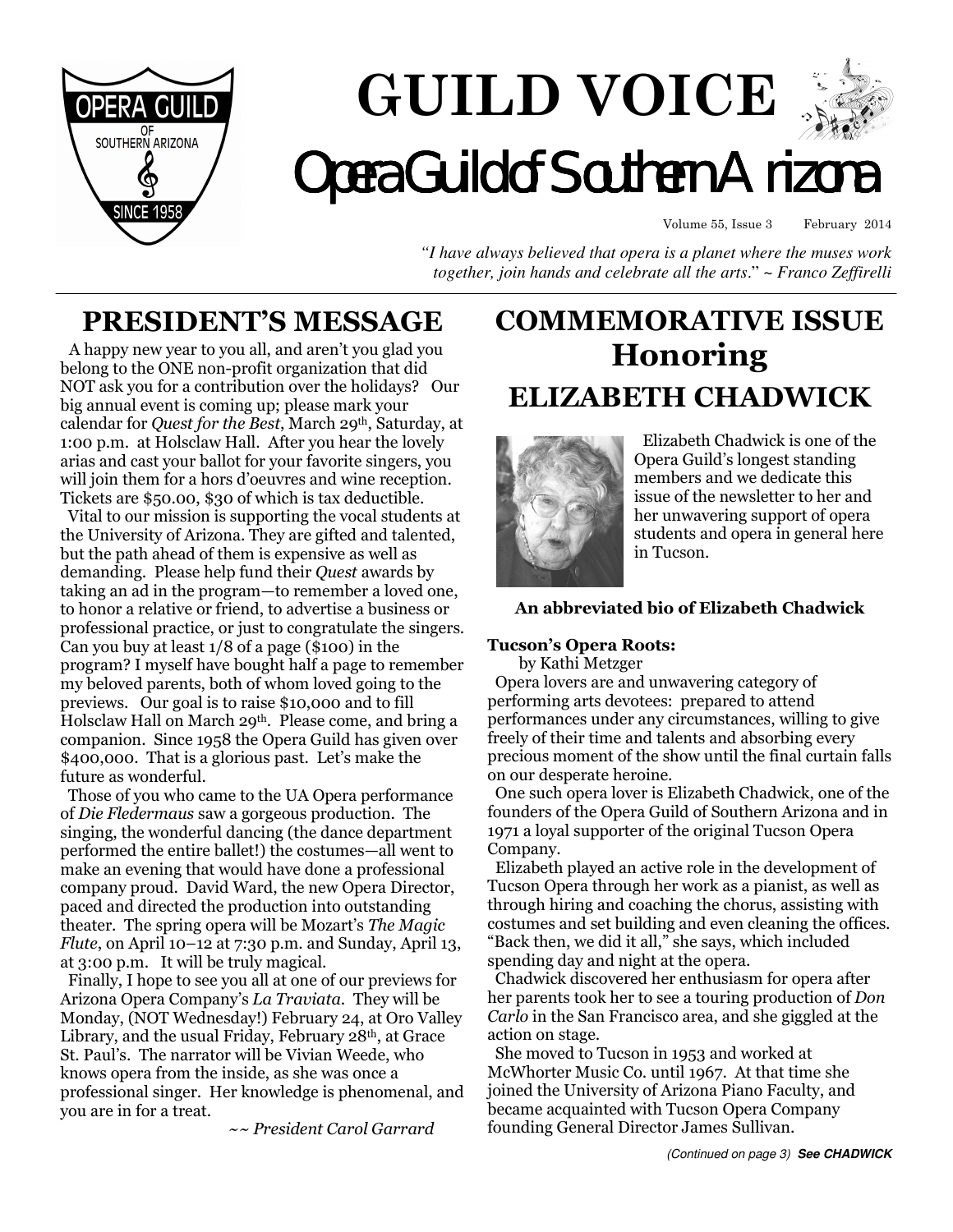# GUILD VOICE

## Opera Guild of Southern Arizona

Volume 55, Issue 3 February 2014

*"I have always believed that opera is a planet where the muses work together, join hands and celebrate all the arts."* ~ *Franco Zeffirelli*

## PRESIDENT'S MESSAGE

A happy new year to you all, and aren't you glad you belong to the ONE non-profit organization that did NOT ask you for a contribution over the holidays? Our big annual event is coming up; please mark your calendar for *Quest for the Best*, March 29th, Saturday, at 1:00 p.m. at Holsclaw Hall. After you hear the lovely arias and cast your ballot for your favorite singers, you will join them for a hors d'oeuvres and wine reception. Tickets are $50.00, $30 of which is tax deductible.

Vital to our mission is supporting the vocal students at the University of Arizona. They are gifted and talented, but the path ahead of them is expensive as well as demanding. Please help fund their *Quest* awards by taking an ad in the program—to remember a loved one, to honor a relative or friend, to advertise a business or professional practice, or just to congratulate the singers. Can you buy at least 1/8 of a page ($100) in the program? I myself have bought half a page to remember my beloved parents, both of whom loved going to the previews. Our goal is to raise $10,000 and to fill Holsclaw Hall on March 29th. Please come, and bring a companion. Since 1958 the Opera Guild has given over $400,000. That is a glorious past. Let's make the future as wonderful.

Those of you who came to the UA Opera performance of *Die Fledermaus* saw a gorgeous production. The singing, the wonderful dancing (the dance department performed the entire ballet!) the costumes—all went to make an evening that would have done a professional company proud. David Ward, the new Opera Director, paced and directed the production into outstanding theater. The spring opera will be Mozart's *The Magic Flute*, on April 10–12 at 7:30 p.m. and Sunday, April 13, at 3:00 p.m. It will be truly magical.

Finally, I hope to see you all at one of our previews for Arizona Opera Company's *La Traviata*. They will be Monday, (NOT Wednesday!) February 24, at Oro Valley Library, and the usual Friday, February 28th, at Grace St. Paul's. The narrator will be Vivian Weede, who knows opera from the inside, as she was once a professional singer. Her knowledge is phenomenal, and you are in for a treat.

~~ *President Carol Garrard*

## COMMEMORATIVE ISSUE Honoring ELIZABETH CHADWICK

Elizabeth Chadwick is one of the Opera Guild's longest standing members and we dedicate this issue of the newsletter to her and her unwavering support of opera students and opera in general here in Tucson.

**An abbreviated bio of Elizabeth Chadwick**

**Tucson's Opera Roots:**
by Kathi Metzger

Opera lovers are and unwavering category of performing arts devotees: prepared to attend performances under any circumstances, willing to give freely of their time and talents and absorbing every precious moment of the show until the final curtain falls on our desperate heroine.

One such opera lover is Elizabeth Chadwick, one of the founders of the Opera Guild of Southern Arizona and in 1971 a loyal supporter of the original Tucson Opera Company.

Elizabeth played an active role in the development of Tucson Opera through her work as a pianist, as well as through hiring and coaching the chorus, assisting with costumes and set building and even cleaning the offices. "Back then, we did it all," she says, which included spending day and night at the opera.

Chadwick discovered her enthusiasm for opera after her parents took her to see a touring production of *Don Carlo* in the San Francisco area, and she giggled at the action on stage.

She moved to Tucson in 1953 and worked at McWhorter Music Co. until 1967. At that time she joined the University of Arizona Piano Faculty, and became acquainted with Tucson Opera Company founding General Director James Sullivan.

*(Continued on page 3)* **See CHADWICK**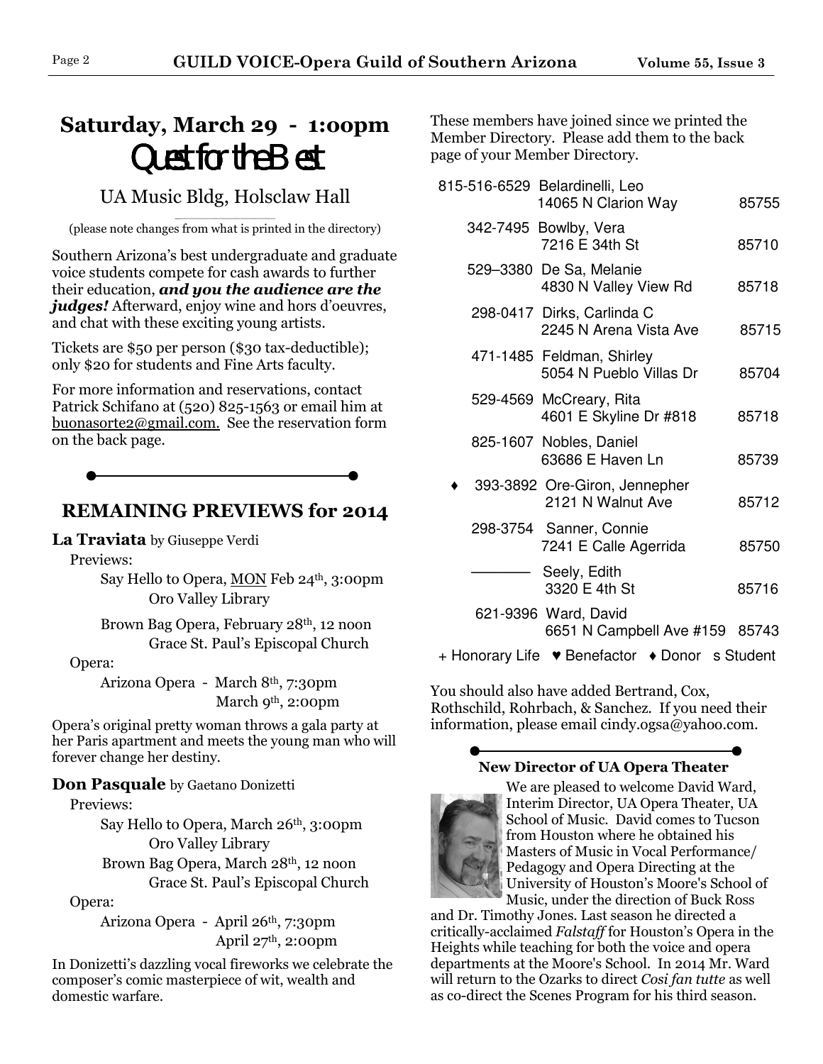## Saturday, March 29 - 1:00pm

# Quest for the Best

UA Music Bldg, Holsclaw Hall

(please note changes from what is printed in the directory)

Southern Arizona's best undergraduate and graduate voice students compete for cash awards to further their education, ***and you the audience are the judges!*** Afterward, enjoy wine and hors d'oeuvres, and chat with these exciting young artists.

Tickets are $50 per person ($30 tax-deductible); only $20 for students and Fine Arts faculty.

For more information and reservations, contact Patrick Schifano at (520) 825-1563 or email him at buonasorte2@gmail.com. See the reservation form on the back page.

## REMAINING PREVIEWS for 2014

**La Traviata** by Giuseppe Verdi

Previews:

Say Hello to Opera, MON Feb 24th, 3:00pm
Oro Valley Library

Brown Bag Opera, February 28th, 12 noon
Grace St. Paul's Episcopal Church

Opera:

Arizona Opera - March 8th, 7:30pm
March 9th, 2:00pm

Opera's original pretty woman throws a gala party at her Paris apartment and meets the young man who will forever change her destiny.

**Don Pasquale** by Gaetano Donizetti

Previews:

Say Hello to Opera, March 26th, 3:00pm
Oro Valley Library

Brown Bag Opera, March 28th, 12 noon
Grace St. Paul's Episcopal Church

Opera:

Arizona Opera - April 26th, 7:30pm
April 27th, 2:00pm

In Donizetti's dazzling vocal fireworks we celebrate the composer's comic masterpiece of wit, wealth and domestic warfare.

These members have joined since we printed the Member Directory. Please add them to the back page of your Member Directory.

| Phone | Name / Address | Zip |
|---|---|---|
| 815-516-6529 | Belardinelli, Leo<br>14065 N Clarion Way | 85755 |
| 342-7495 | Bowlby, Vera<br>7216 E 34th St | 85710 |
| 529–3380 | De Sa, Melanie<br>4830 N Valley View Rd | 85718 |
| 298-0417 | Dirks, Carlinda C<br>2245 N Arena Vista Ave | 85715 |
| 471-1485 | Feldman, Shirley<br>5054 N Pueblo Villas Dr | 85704 |
| 529-4569 | McCreary, Rita<br>4601 E Skyline Dr #818 | 85718 |
| 825-1607 | Nobles, Daniel<br>63686 E Haven Ln | 85739 |
| ♦ 393-3892 | Ore-Giron, Jennepher<br>2121 N Walnut Ave | 85712 |
| 298-3754 | Sanner, Connie<br>7241 E Calle Agerrida | 85750 |
| ——— | Seely, Edith<br>3320 E 4th St | 85716 |
| 621-9396 | Ward, David<br>6651 N Campbell Ave #159 | 85743 |

+ Honorary Life ♥ Benefactor ♦ Donor s Student

You should also have added Bertrand, Cox, Rothschild, Rohrbach, & Sanchez. If you need their information, please email cindy.ogsa@yahoo.com.

### New Director of UA Opera Theater

We are pleased to welcome David Ward, Interim Director, UA Opera Theater, UA School of Music. David comes to Tucson from Houston where he obtained his Masters of Music in Vocal Performance/ Pedagogy and Opera Directing at the University of Houston's Moore's School of Music, under the direction of Buck Ross and Dr. Timothy Jones. Last season he directed a critically-acclaimed *Falstaff* for Houston's Opera in the Heights while teaching for both the voice and opera departments at the Moore's School. In 2014 Mr. Ward will return to the Ozarks to direct *Cosi fan tutte* as well as co-direct the Scenes Program for his third season.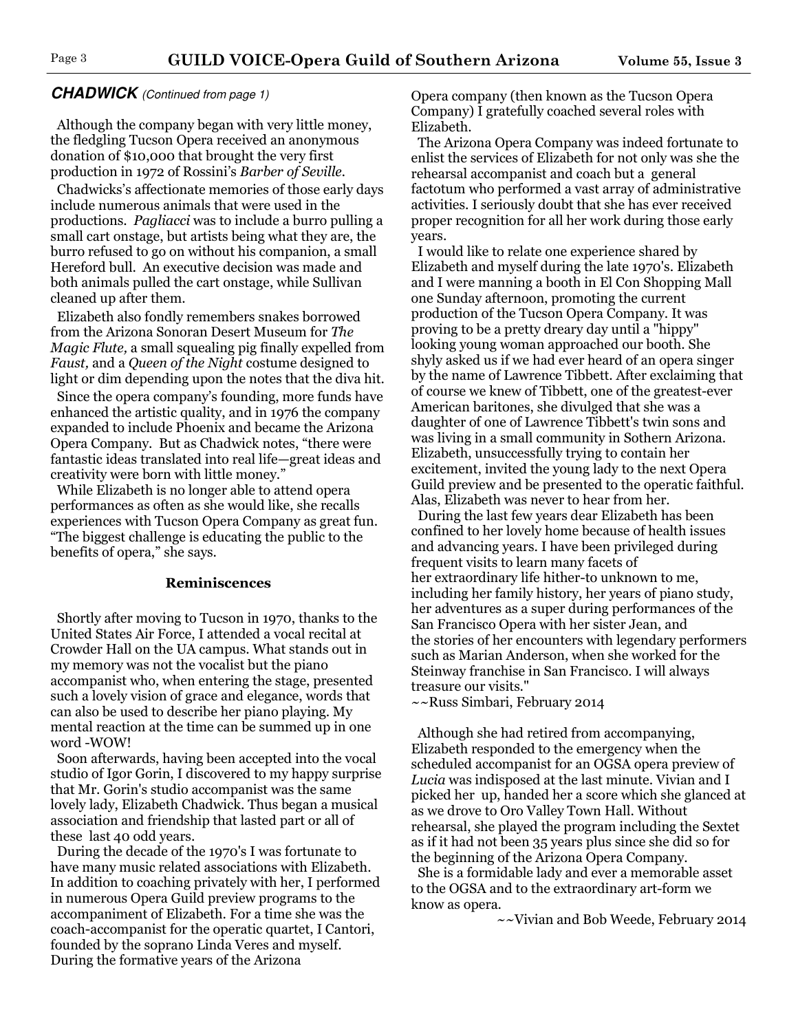***CHADWICK*** *(Continued from page 1)*

Although the company began with very little money, the fledgling Tucson Opera received an anonymous donation of $10,000 that brought the very first production in 1972 of Rossini's *Barber of Seville*.

Chadwicks's affectionate memories of those early days include numerous animals that were used in the productions. *Pagliacci* was to include a burro pulling a small cart onstage, but artists being what they are, the burro refused to go on without his companion, a small Hereford bull. An executive decision was made and both animals pulled the cart onstage, while Sullivan cleaned up after them.

Elizabeth also fondly remembers snakes borrowed from the Arizona Sonoran Desert Museum for *The Magic Flute,* a small squealing pig finally expelled from *Faust,* and a *Queen of the Night* costume designed to light or dim depending upon the notes that the diva hit.

Since the opera company's founding, more funds have enhanced the artistic quality, and in 1976 the company expanded to include Phoenix and became the Arizona Opera Company. But as Chadwick notes, "there were fantastic ideas translated into real life—great ideas and creativity were born with little money."

While Elizabeth is no longer able to attend opera performances as often as she would like, she recalls experiences with Tucson Opera Company as great fun. "The biggest challenge is educating the public to the benefits of opera," she says.

**Reminiscences**

Shortly after moving to Tucson in 1970, thanks to the United States Air Force, I attended a vocal recital at Crowder Hall on the UA campus. What stands out in my memory was not the vocalist but the piano accompanist who, when entering the stage, presented such a lovely vision of grace and elegance, words that can also be used to describe her piano playing. My mental reaction at the time can be summed up in one word -WOW!

Soon afterwards, having been accepted into the vocal studio of Igor Gorin, I discovered to my happy surprise that Mr. Gorin's studio accompanist was the same lovely lady, Elizabeth Chadwick. Thus began a musical association and friendship that lasted part or all of these last 40 odd years.

During the decade of the 1970's I was fortunate to have many music related associations with Elizabeth. In addition to coaching privately with her, I performed in numerous Opera Guild preview programs to the accompaniment of Elizabeth. For a time she was the coach-accompanist for the operatic quartet, I Cantori, founded by the soprano Linda Veres and myself. During the formative years of the Arizona Opera company (then known as the Tucson Opera Company) I gratefully coached several roles with Elizabeth.

The Arizona Opera Company was indeed fortunate to enlist the services of Elizabeth for not only was she the rehearsal accompanist and coach but a general factotum who performed a vast array of administrative activities. I seriously doubt that she has ever received proper recognition for all her work during those early years.

I would like to relate one experience shared by Elizabeth and myself during the late 1970's. Elizabeth and I were manning a booth in El Con Shopping Mall one Sunday afternoon, promoting the current production of the Tucson Opera Company. It was proving to be a pretty dreary day until a "hippy" looking young woman approached our booth. She shyly asked us if we had ever heard of an opera singer by the name of Lawrence Tibbett. After exclaiming that of course we knew of Tibbett, one of the greatest-ever American baritones, she divulged that she was a daughter of one of Lawrence Tibbett's twin sons and was living in a small community in Sothern Arizona. Elizabeth, unsuccessfully trying to contain her excitement, invited the young lady to the next Opera Guild preview and be presented to the operatic faithful. Alas, Elizabeth was never to hear from her.

During the last few years dear Elizabeth has been confined to her lovely home because of health issues and advancing years. I have been privileged during frequent visits to learn many facets of her extraordinary life hither-to unknown to me, including her family history, her years of piano study, her adventures as a super during performances of the San Francisco Opera with her sister Jean, and the stories of her encounters with legendary performers such as Marian Anderson, when she worked for the Steinway franchise in San Francisco. I will always treasure our visits."

~~Russ Simbari, February 2014

Although she had retired from accompanying, Elizabeth responded to the emergency when the scheduled accompanist for an OGSA opera preview of *Lucia* was indisposed at the last minute. Vivian and I picked her up, handed her a score which she glanced at as we drove to Oro Valley Town Hall. Without rehearsal, she played the program including the Sextet as if it had not been 35 years plus since she did so for the beginning of the Arizona Opera Company.

She is a formidable lady and ever a memorable asset to the OGSA and to the extraordinary art-form we know as opera.

~~Vivian and Bob Weede, February 2014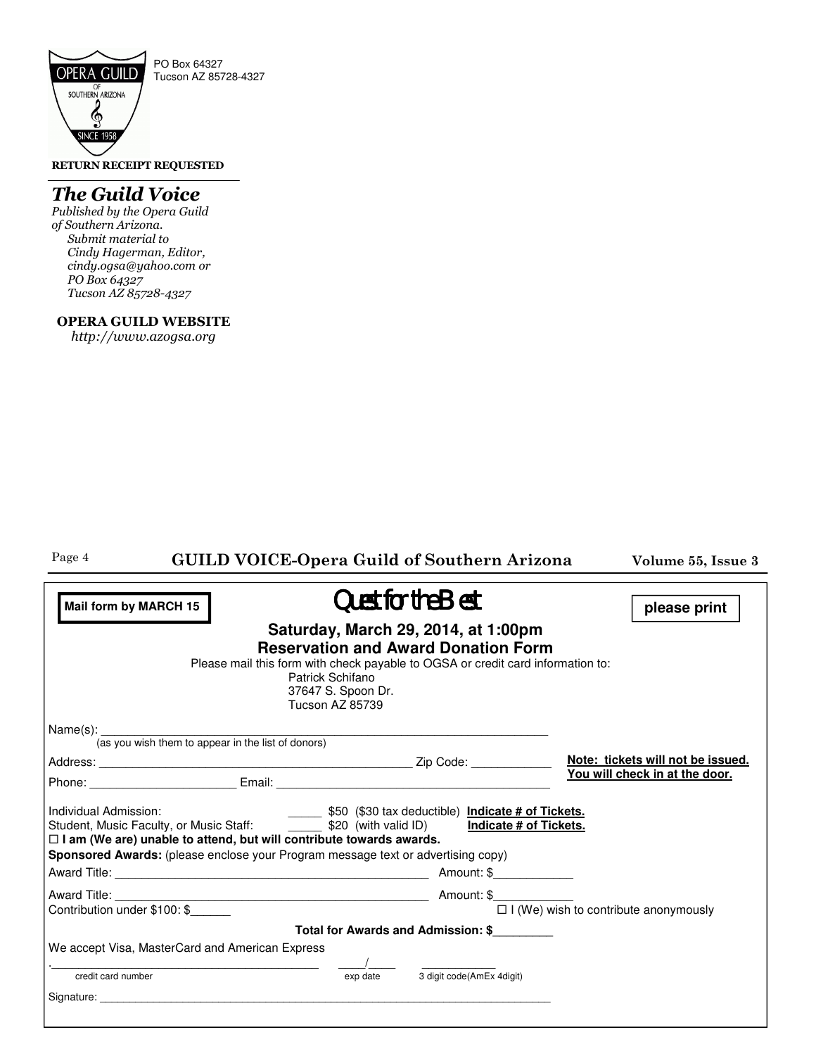PO Box 64327
Tucson AZ 85728-4327

OPERA GUILD OF SOUTHERN ARIZONA SINCE 1958

**RETURN RECEIPT REQUESTED**

## *The Guild Voice*

*Published by the Opera Guild of Southern Arizona.*
*Submit material to*
*Cindy Hagerman, Editor,*
*cindy.ogsa@yahoo.com or*
*PO Box 64327*
*Tucson AZ 85728-4327*

**OPERA GUILD WEBSITE**
*http://www.azogsa.org*

---

**Mail form by MARCH 15**

# Quest for the Best

**please print**

**Saturday, March 29, 2014, at 1:00pm**
**Reservation and Award Donation Form**

Please mail this form with check payable to OGSA or credit card information to:
Patrick Schifano
37647 S. Spoon Dr.
Tucson AZ 85739

Name(s): ______________________________
(as you wish them to appear in the list of donors)

Address: ______________________________ Zip Code: ____________

Phone: ____________________ Email: ______________________________

**Note: tickets will not be issued. You will check in at the door.**

Individual Admission: _____ $50 ($30 tax deductible) **Indicate # of Tickets.**
Student, Music Faculty, or Music Staff: _____ $20 (with valid ID) **Indicate # of Tickets.**

☐ **I am (We are) unable to attend, but will contribute towards awards.**

**Sponsored Awards:** (please enclose your Program message text or advertising copy)

Award Title: ______________________________ Amount: $____________

Award Title: ______________________________ Amount: $____________

Contribution under $100: $______ ☐ I (We) wish to contribute anonymously

**Total for Awards and Admission: $________**

We accept Visa, MasterCard and American Express

______________________________ ____/____ ____________
credit card number exp date 3 digit code(AmEx 4digit)

Signature: ______________________________